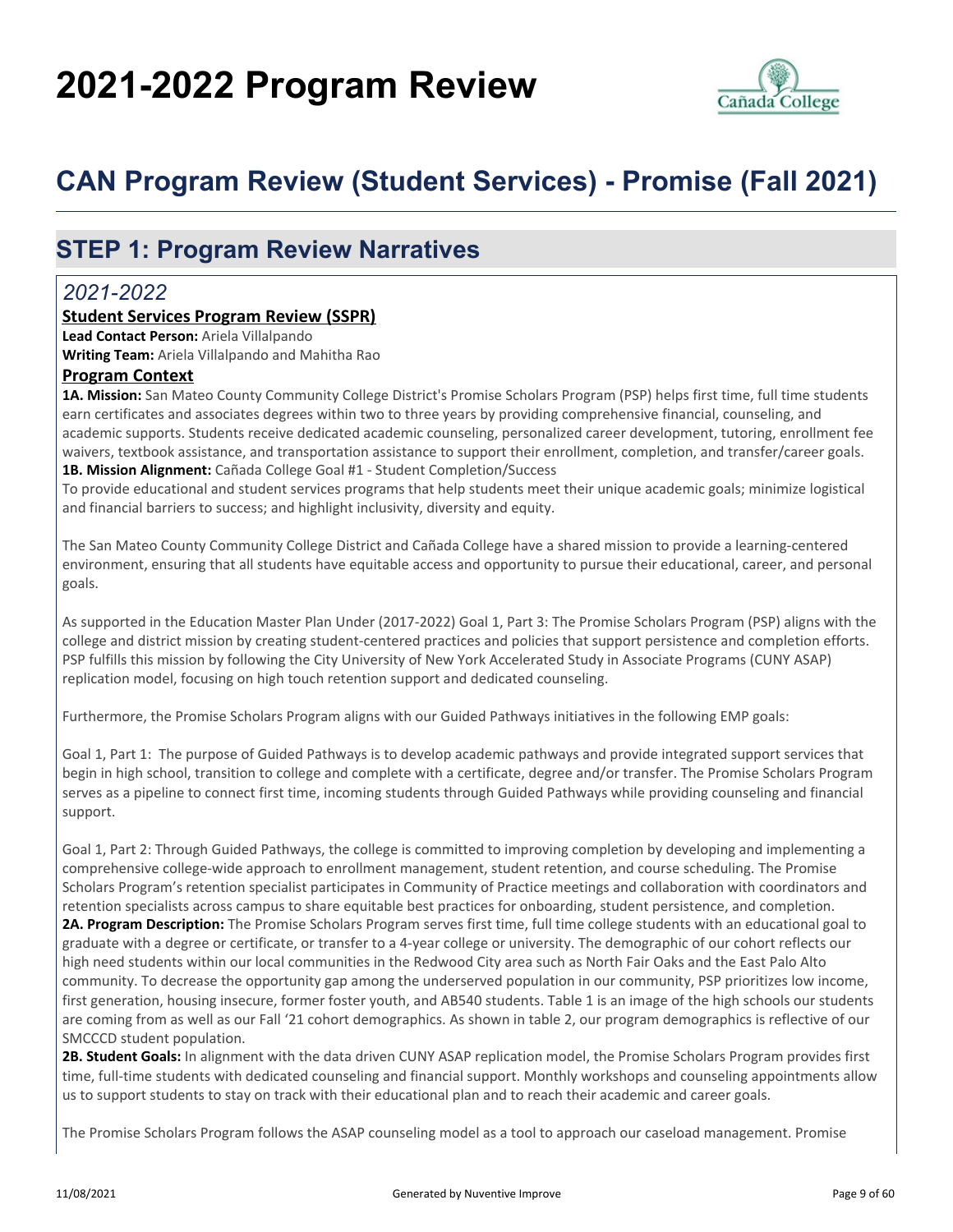# 2021-2022 Program Review

# CAN Program Review (Student Services) - Promise (Fall 2021)

## STEP 1: Program Review Narratives

### *2021-2022*

**Student Services Program Review (SSPR)**

**Lead Contact Person:** Ariela Villalpando

**Writing Team:** Ariela Villalpando and Mahitha Rao

**Program Context**

**1A. Mission:** San Mateo County Community College District's Promise Scholars Program (PSP) helps first time, full time students earn certificates and associates degrees within two to three years by providing comprehensive financial, counseling, and academic supports. Students receive dedicated academic counseling, personalized career development, tutoring, enrollment fee waivers, textbook assistance, and transportation assistance to support their enrollment, completion, and transfer/career goals.

**1B. Mission Alignment:** Cañada College Goal #1 - Student Completion/Success

To provide educational and student services programs that help students meet their unique academic goals; minimize logistical and financial barriers to success; and highlight inclusivity, diversity and equity.

The San Mateo County Community College District and Cañada College have a shared mission to provide a learning-centered environment, ensuring that all students have equitable access and opportunity to pursue their educational, career, and personal goals.

As supported in the Education Master Plan Under (2017-2022) Goal 1, Part 3: The Promise Scholars Program (PSP) aligns with the college and district mission by creating student-centered practices and policies that support persistence and completion efforts. PSP fulfills this mission by following the City University of New York Accelerated Study in Associate Programs (CUNY ASAP) replication model, focusing on high touch retention support and dedicated counseling.

Furthermore, the Promise Scholars Program aligns with our Guided Pathways initiatives in the following EMP goals:

Goal 1, Part 1: The purpose of Guided Pathways is to develop academic pathways and provide integrated support services that begin in high school, transition to college and complete with a certificate, degree and/or transfer. The Promise Scholars Program serves as a pipeline to connect first time, incoming students through Guided Pathways while providing counseling and financial support.

Goal 1, Part 2: Through Guided Pathways, the college is committed to improving completion by developing and implementing a comprehensive college-wide approach to enrollment management, student retention, and course scheduling. The Promise Scholars Program's retention specialist participates in Community of Practice meetings and collaboration with coordinators and retention specialists across campus to share equitable best practices for onboarding, student persistence, and completion.

**2A. Program Description:** The Promise Scholars Program serves first time, full time college students with an educational goal to graduate with a degree or certificate, or transfer to a 4-year college or university. The demographic of our cohort reflects our high need students within our local communities in the Redwood City area such as North Fair Oaks and the East Palo Alto community. To decrease the opportunity gap among the underserved population in our community, PSP prioritizes low income, first generation, housing insecure, former foster youth, and AB540 students. Table 1 is an image of the high schools our students are coming from as well as our Fall '21 cohort demographics. As shown in table 2, our program demographics is reflective of our SMCCCD student population.

**2B. Student Goals:** In alignment with the data driven CUNY ASAP replication model, the Promise Scholars Program provides first time, full-time students with dedicated counseling and financial support. Monthly workshops and counseling appointments allow us to support students to stay on track with their educational plan and to reach their academic and career goals.

The Promise Scholars Program follows the ASAP counseling model as a tool to approach our caseload management. Promise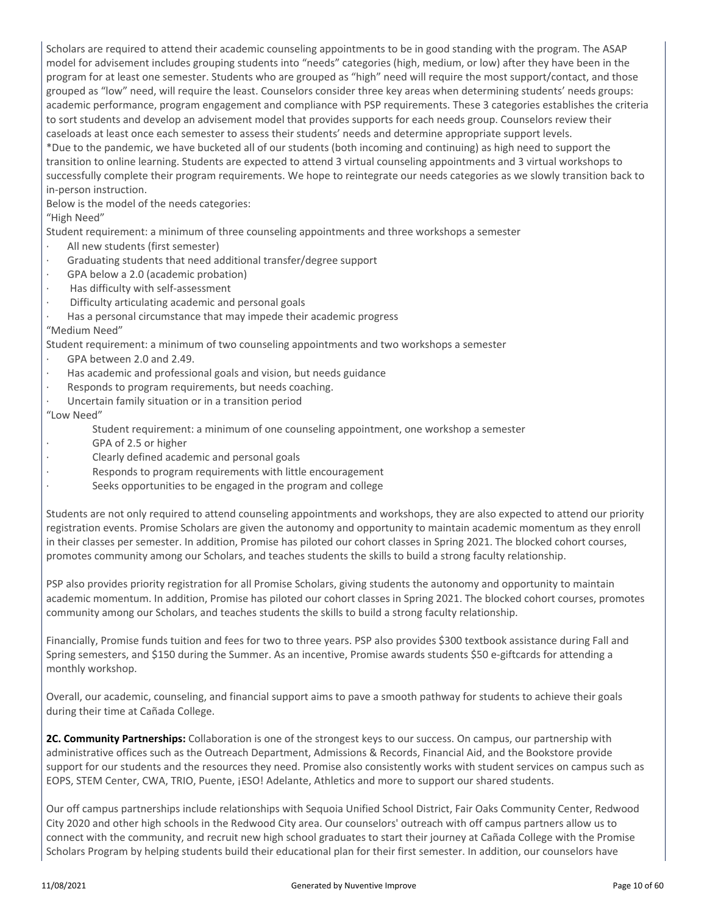Scholars are required to attend their academic counseling appointments to be in good standing with the program. The ASAP model for advisement includes grouping students into "needs" categories (high, medium, or low) after they have been in the program for at least one semester. Students who are grouped as "high" need will require the most support/contact, and those grouped as "low" need, will require the least. Counselors consider three key areas when determining students' needs groups: academic performance, program engagement and compliance with PSP requirements. These 3 categories establishes the criteria to sort students and develop an advisement model that provides supports for each needs group. Counselors review their caseloads at least once each semester to assess their students' needs and determine appropriate support levels.

*Due to the pandemic, we have bucketed all of our students (both incoming and continuing) as high need to support the transition to online learning. Students are expected to attend 3 virtual counseling appointments and 3 virtual workshops to successfully complete their program requirements. We hope to reintegrate our needs categories as we slowly transition back to in-person instruction.

Below is the model of the needs categories:

"High Need"

Student requirement: a minimum of three counseling appointments and three workshops a semester

- All new students (first semester)
- Graduating students that need additional transfer/degree support
- GPA below a 2.0 (academic probation)
- Has difficulty with self-assessment
- Difficulty articulating academic and personal goals
- Has a personal circumstance that may impede their academic progress

"Medium Need"

Student requirement: a minimum of two counseling appointments and two workshops a semester

- GPA between 2.0 and 2.49.
- Has academic and professional goals and vision, but needs guidance
- Responds to program requirements, but needs coaching.
- Uncertain family situation or in a transition period

"Low Need"

Student requirement: a minimum of one counseling appointment, one workshop a semester

- GPA of 2.5 or higher
- Clearly defined academic and personal goals
- Responds to program requirements with little encouragement
- Seeks opportunities to be engaged in the program and college

Students are not only required to attend counseling appointments and workshops, they are also expected to attend our priority registration events. Promise Scholars are given the autonomy and opportunity to maintain academic momentum as they enroll in their classes per semester. In addition, Promise has piloted our cohort classes in Spring 2021. The blocked cohort courses, promotes community among our Scholars, and teaches students the skills to build a strong faculty relationship.

PSP also provides priority registration for all Promise Scholars, giving students the autonomy and opportunity to maintain academic momentum. In addition, Promise has piloted our cohort classes in Spring 2021. The blocked cohort courses, promotes community among our Scholars, and teaches students the skills to build a strong faculty relationship.

Financially, Promise funds tuition and fees for two to three years. PSP also provides $300 textbook assistance during Fall and Spring semesters, and $150 during the Summer. As an incentive, Promise awards students $50 e-giftcards for attending a monthly workshop.

Overall, our academic, counseling, and financial support aims to pave a smooth pathway for students to achieve their goals during their time at Cañada College.

**2C. Community Partnerships:** Collaboration is one of the strongest keys to our success. On campus, our partnership with administrative offices such as the Outreach Department, Admissions & Records, Financial Aid, and the Bookstore provide support for our students and the resources they need. Promise also consistently works with student services on campus such as EOPS, STEM Center, CWA, TRIO, Puente, ¡ESO! Adelante, Athletics and more to support our shared students.

Our off campus partnerships include relationships with Sequoia Unified School District, Fair Oaks Community Center, Redwood City 2020 and other high schools in the Redwood City area. Our counselors' outreach with off campus partners allow us to connect with the community, and recruit new high school graduates to start their journey at Cañada College with the Promise Scholars Program by helping students build their educational plan for their first semester. In addition, our counselors have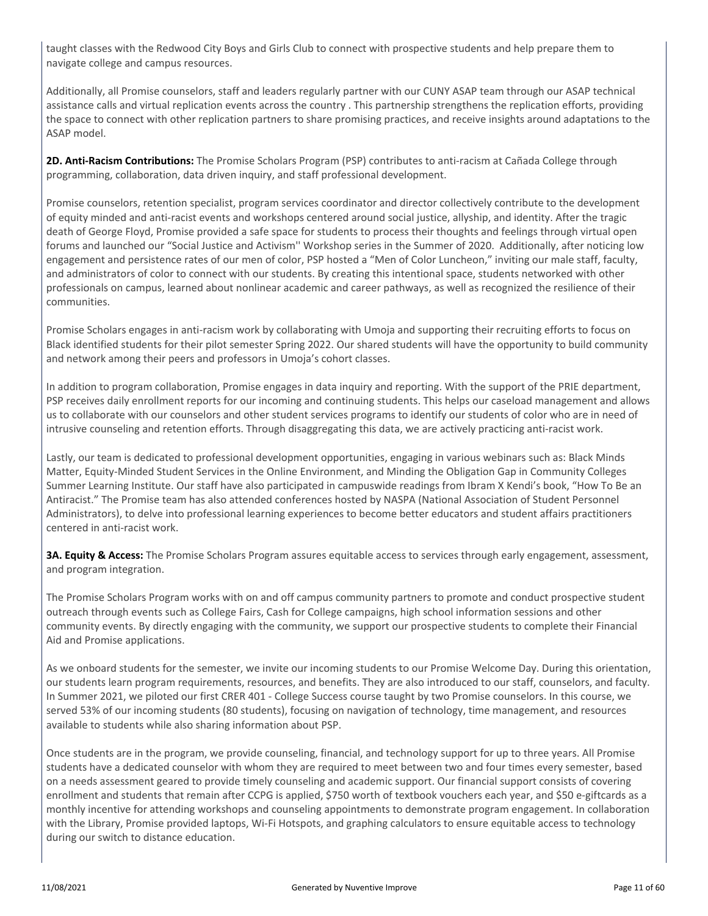taught classes with the Redwood City Boys and Girls Club to connect with prospective students and help prepare them to navigate college and campus resources.

Additionally, all Promise counselors, staff and leaders regularly partner with our CUNY ASAP team through our ASAP technical assistance calls and virtual replication events across the country . This partnership strengthens the replication efforts, providing the space to connect with other replication partners to share promising practices, and receive insights around adaptations to the ASAP model.

**2D. Anti-Racism Contributions:** The Promise Scholars Program (PSP) contributes to anti-racism at Cañada College through programming, collaboration, data driven inquiry, and staff professional development.

Promise counselors, retention specialist, program services coordinator and director collectively contribute to the development of equity minded and anti-racist events and workshops centered around social justice, allyship, and identity. After the tragic death of George Floyd, Promise provided a safe space for students to process their thoughts and feelings through virtual open forums and launched our "Social Justice and Activism'' Workshop series in the Summer of 2020. Additionally, after noticing low engagement and persistence rates of our men of color, PSP hosted a "Men of Color Luncheon," inviting our male staff, faculty, and administrators of color to connect with our students. By creating this intentional space, students networked with other professionals on campus, learned about nonlinear academic and career pathways, as well as recognized the resilience of their communities.

Promise Scholars engages in anti-racism work by collaborating with Umoja and supporting their recruiting efforts to focus on Black identified students for their pilot semester Spring 2022. Our shared students will have the opportunity to build community and network among their peers and professors in Umoja's cohort classes.

In addition to program collaboration, Promise engages in data inquiry and reporting. With the support of the PRIE department, PSP receives daily enrollment reports for our incoming and continuing students. This helps our caseload management and allows us to collaborate with our counselors and other student services programs to identify our students of color who are in need of intrusive counseling and retention efforts. Through disaggregating this data, we are actively practicing anti-racist work.

Lastly, our team is dedicated to professional development opportunities, engaging in various webinars such as: Black Minds Matter, Equity-Minded Student Services in the Online Environment, and Minding the Obligation Gap in Community Colleges Summer Learning Institute. Our staff have also participated in campuswide readings from Ibram X Kendi's book, "How To Be an Antiracist." The Promise team has also attended conferences hosted by NASPA (National Association of Student Personnel Administrators), to delve into professional learning experiences to become better educators and student affairs practitioners centered in anti-racist work.

**3A. Equity & Access:** The Promise Scholars Program assures equitable access to services through early engagement, assessment, and program integration.

The Promise Scholars Program works with on and off campus community partners to promote and conduct prospective student outreach through events such as College Fairs, Cash for College campaigns, high school information sessions and other community events. By directly engaging with the community, we support our prospective students to complete their Financial Aid and Promise applications.

As we onboard students for the semester, we invite our incoming students to our Promise Welcome Day. During this orientation, our students learn program requirements, resources, and benefits. They are also introduced to our staff, counselors, and faculty. In Summer 2021, we piloted our first CRER 401 - College Success course taught by two Promise counselors. In this course, we served 53% of our incoming students (80 students), focusing on navigation of technology, time management, and resources available to students while also sharing information about PSP.

Once students are in the program, we provide counseling, financial, and technology support for up to three years. All Promise students have a dedicated counselor with whom they are required to meet between two and four times every semester, based on a needs assessment geared to provide timely counseling and academic support. Our financial support consists of covering enrollment and students that remain after CCPG is applied, $750 worth of textbook vouchers each year, and $50 e-giftcards as a monthly incentive for attending workshops and counseling appointments to demonstrate program engagement. In collaboration with the Library, Promise provided laptops, Wi-Fi Hotspots, and graphing calculators to ensure equitable access to technology during our switch to distance education.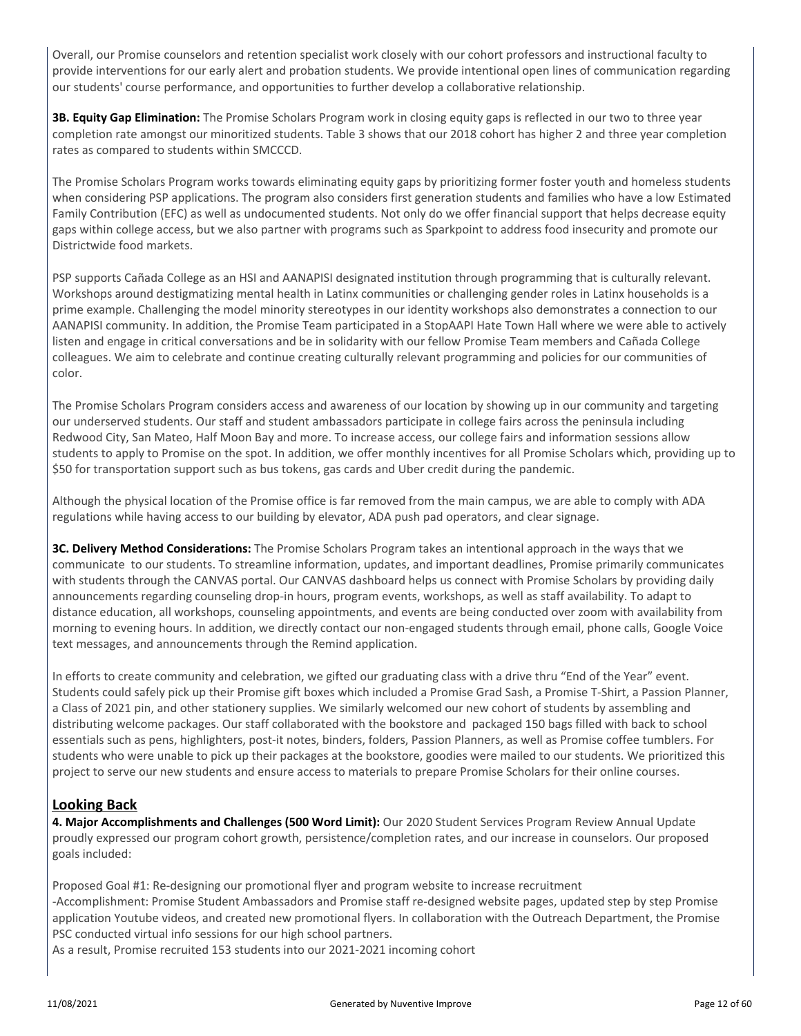Overall, our Promise counselors and retention specialist work closely with our cohort professors and instructional faculty to provide interventions for our early alert and probation students. We provide intentional open lines of communication regarding our students' course performance, and opportunities to further develop a collaborative relationship.

**3B. Equity Gap Elimination:** The Promise Scholars Program work in closing equity gaps is reflected in our two to three year completion rate amongst our minoritized students. Table 3 shows that our 2018 cohort has higher 2 and three year completion rates as compared to students within SMCCCD.

The Promise Scholars Program works towards eliminating equity gaps by prioritizing former foster youth and homeless students when considering PSP applications. The program also considers first generation students and families who have a low Estimated Family Contribution (EFC) as well as undocumented students. Not only do we offer financial support that helps decrease equity gaps within college access, but we also partner with programs such as Sparkpoint to address food insecurity and promote our Districtwide food markets.

PSP supports Cañada College as an HSI and AANAPISI designated institution through programming that is culturally relevant. Workshops around destigmatizing mental health in Latinx communities or challenging gender roles in Latinx households is a prime example. Challenging the model minority stereotypes in our identity workshops also demonstrates a connection to our AANAPISI community. In addition, the Promise Team participated in a StopAAPI Hate Town Hall where we were able to actively listen and engage in critical conversations and be in solidarity with our fellow Promise Team members and Cañada College colleagues. We aim to celebrate and continue creating culturally relevant programming and policies for our communities of color.

The Promise Scholars Program considers access and awareness of our location by showing up in our community and targeting our underserved students. Our staff and student ambassadors participate in college fairs across the peninsula including Redwood City, San Mateo, Half Moon Bay and more. To increase access, our college fairs and information sessions allow students to apply to Promise on the spot. In addition, we offer monthly incentives for all Promise Scholars which, providing up to $50 for transportation support such as bus tokens, gas cards and Uber credit during the pandemic.

Although the physical location of the Promise office is far removed from the main campus, we are able to comply with ADA regulations while having access to our building by elevator, ADA push pad operators, and clear signage.

**3C. Delivery Method Considerations:** The Promise Scholars Program takes an intentional approach in the ways that we communicate to our students. To streamline information, updates, and important deadlines, Promise primarily communicates with students through the CANVAS portal. Our CANVAS dashboard helps us connect with Promise Scholars by providing daily announcements regarding counseling drop-in hours, program events, workshops, as well as staff availability. To adapt to distance education, all workshops, counseling appointments, and events are being conducted over zoom with availability from morning to evening hours. In addition, we directly contact our non-engaged students through email, phone calls, Google Voice text messages, and announcements through the Remind application.

In efforts to create community and celebration, we gifted our graduating class with a drive thru "End of the Year" event. Students could safely pick up their Promise gift boxes which included a Promise Grad Sash, a Promise T-Shirt, a Passion Planner, a Class of 2021 pin, and other stationery supplies. We similarly welcomed our new cohort of students by assembling and distributing welcome packages. Our staff collaborated with the bookstore and packaged 150 bags filled with back to school essentials such as pens, highlighters, post-it notes, binders, folders, Passion Planners, as well as Promise coffee tumblers. For students who were unable to pick up their packages at the bookstore, goodies were mailed to our students. We prioritized this project to serve our new students and ensure access to materials to prepare Promise Scholars for their online courses.

## Looking Back

**4. Major Accomplishments and Challenges (500 Word Limit):** Our 2020 Student Services Program Review Annual Update proudly expressed our program cohort growth, persistence/completion rates, and our increase in counselors. Our proposed goals included:

Proposed Goal #1: Re-designing our promotional flyer and program website to increase recruitment
-Accomplishment: Promise Student Ambassadors and Promise staff re-designed website pages, updated step by step Promise application Youtube videos, and created new promotional flyers. In collaboration with the Outreach Department, the Promise PSC conducted virtual info sessions for our high school partners.
As a result, Promise recruited 153 students into our 2021-2021 incoming cohort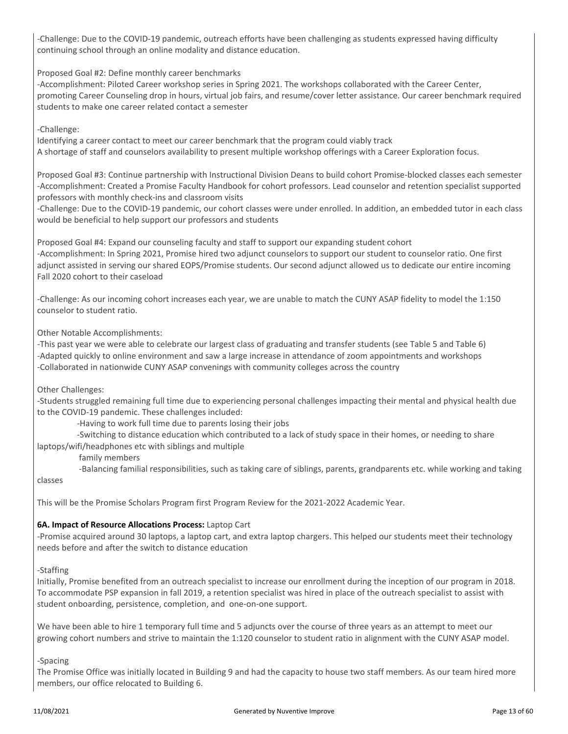-Challenge: Due to the COVID-19 pandemic, outreach efforts have been challenging as students expressed having difficulty continuing school through an online modality and distance education.

Proposed Goal #2: Define monthly career benchmarks
-Accomplishment: Piloted Career workshop series in Spring 2021. The workshops collaborated with the Career Center, promoting Career Counseling drop in hours, virtual job fairs, and resume/cover letter assistance. Our career benchmark required students to make one career related contact a semester

-Challenge:
Identifying a career contact to meet our career benchmark that the program could viably track
A shortage of staff and counselors availability to present multiple workshop offerings with a Career Exploration focus.

Proposed Goal #3: Continue partnership with Instructional Division Deans to build cohort Promise-blocked classes each semester
-Accomplishment: Created a Promise Faculty Handbook for cohort professors. Lead counselor and retention specialist supported professors with monthly check-ins and classroom visits
-Challenge: Due to the COVID-19 pandemic, our cohort classes were under enrolled. In addition, an embedded tutor in each class would be beneficial to help support our professors and students

Proposed Goal #4: Expand our counseling faculty and staff to support our expanding student cohort
-Accomplishment: In Spring 2021, Promise hired two adjunct counselors to support our student to counselor ratio. One first adjunct assisted in serving our shared EOPS/Promise students. Our second adjunct allowed us to dedicate our entire incoming Fall 2020 cohort to their caseload

-Challenge: As our incoming cohort increases each year, we are unable to match the CUNY ASAP fidelity to model the 1:150 counselor to student ratio.

Other Notable Accomplishments:
-This past year we were able to celebrate our largest class of graduating and transfer students (see Table 5 and Table 6)
-Adapted quickly to online environment and saw a large increase in attendance of zoom appointments and workshops
-Collaborated in nationwide CUNY ASAP convenings with community colleges across the country

Other Challenges:
-Students struggled remaining full time due to experiencing personal challenges impacting their mental and physical health due to the COVID-19 pandemic. These challenges included:
-Having to work full time due to parents losing their jobs
-Switching to distance education which contributed to a lack of study space in their homes, or needing to share laptops/wifi/headphones etc with siblings and multiple family members
-Balancing familial responsibilities, such as taking care of siblings, parents, grandparents etc. while working and taking classes

This will be the Promise Scholars Program first Program Review for the 2021-2022 Academic Year.

**6A. Impact of Resource Allocations Process:** Laptop Cart
-Promise acquired around 30 laptops, a laptop cart, and extra laptop chargers. This helped our students meet their technology needs before and after the switch to distance education

-Staffing
Initially, Promise benefited from an outreach specialist to increase our enrollment during the inception of our program in 2018. To accommodate PSP expansion in fall 2019, a retention specialist was hired in place of the outreach specialist to assist with student onboarding, persistence, completion, and one-on-one support.

We have been able to hire 1 temporary full time and 5 adjuncts over the course of three years as an attempt to meet our growing cohort numbers and strive to maintain the 1:120 counselor to student ratio in alignment with the CUNY ASAP model.

-Spacing
The Promise Office was initially located in Building 9 and had the capacity to house two staff members. As our team hired more members, our office relocated to Building 6.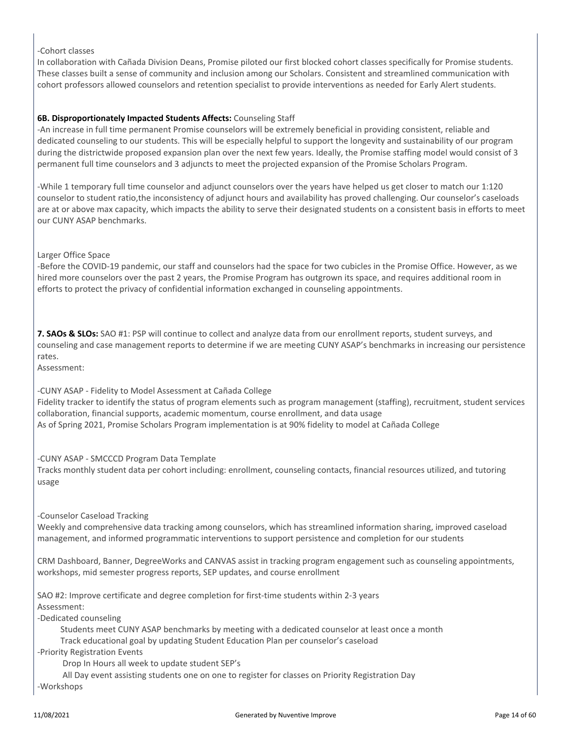-Cohort classes

In collaboration with Cañada Division Deans, Promise piloted our first blocked cohort classes specifically for Promise students. These classes built a sense of community and inclusion among our Scholars. Consistent and streamlined communication with cohort professors allowed counselors and retention specialist to provide interventions as needed for Early Alert students.

**6B. Disproportionately Impacted Students Affects:** Counseling Staff

-An increase in full time permanent Promise counselors will be extremely beneficial in providing consistent, reliable and dedicated counseling to our students. This will be especially helpful to support the longevity and sustainability of our program during the districtwide proposed expansion plan over the next few years. Ideally, the Promise staffing model would consist of 3 permanent full time counselors and 3 adjuncts to meet the projected expansion of the Promise Scholars Program.

-While 1 temporary full time counselor and adjunct counselors over the years have helped us get closer to match our 1:120 counselor to student ratio,the inconsistency of adjunct hours and availability has proved challenging. Our counselor's caseloads are at or above max capacity, which impacts the ability to serve their designated students on a consistent basis in efforts to meet our CUNY ASAP benchmarks.

Larger Office Space

-Before the COVID-19 pandemic, our staff and counselors had the space for two cubicles in the Promise Office. However, as we hired more counselors over the past 2 years, the Promise Program has outgrown its space, and requires additional room in efforts to protect the privacy of confidential information exchanged in counseling appointments.

**7. SAOs & SLOs:** SAO #1: PSP will continue to collect and analyze data from our enrollment reports, student surveys, and counseling and case management reports to determine if we are meeting CUNY ASAP's benchmarks in increasing our persistence rates.

Assessment:

-CUNY ASAP - Fidelity to Model Assessment at Cañada College

Fidelity tracker to identify the status of program elements such as program management (staffing), recruitment, student services collaboration, financial supports, academic momentum, course enrollment, and data usage

As of Spring 2021, Promise Scholars Program implementation is at 90% fidelity to model at Cañada College

-CUNY ASAP - SMCCCD Program Data Template

Tracks monthly student data per cohort including: enrollment, counseling contacts, financial resources utilized, and tutoring usage

-Counselor Caseload Tracking

Weekly and comprehensive data tracking among counselors, which has streamlined information sharing, improved caseload management, and informed programmatic interventions to support persistence and completion for our students

CRM Dashboard, Banner, DegreeWorks and CANVAS assist in tracking program engagement such as counseling appointments, workshops, mid semester progress reports, SEP updates, and course enrollment

SAO #2: Improve certificate and degree completion for first-time students within 2-3 years

Assessment:

-Dedicated counseling

Students meet CUNY ASAP benchmarks by meeting with a dedicated counselor at least once a month

Track educational goal by updating Student Education Plan per counselor's caseload

-Priority Registration Events

Drop In Hours all week to update student SEP's

All Day event assisting students one on one to register for classes on Priority Registration Day

-Workshops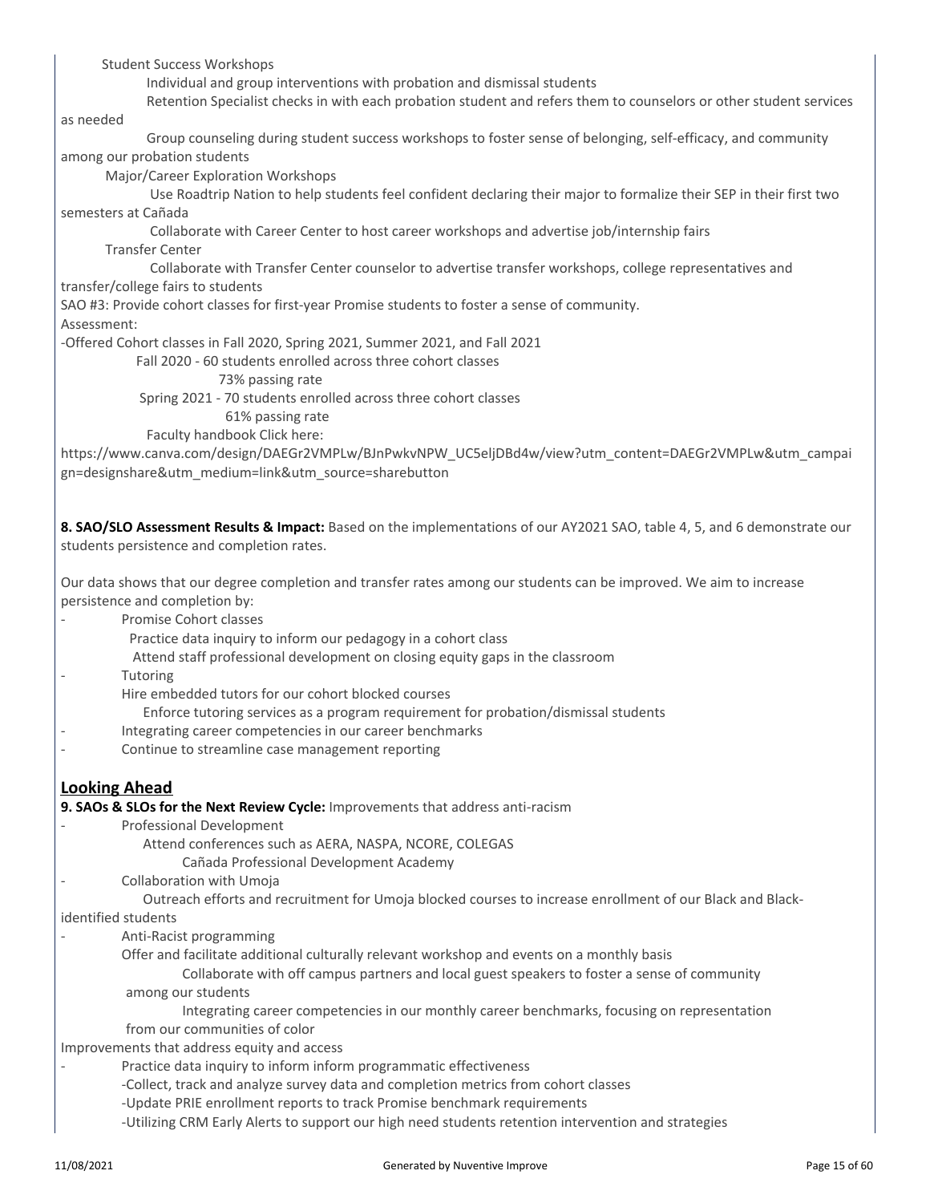Student Success Workshops

Individual and group interventions with probation and dismissal students

Retention Specialist checks in with each probation student and refers them to counselors or other student services as needed

Group counseling during student success workshops to foster sense of belonging, self-efficacy, and community among our probation students

Major/Career Exploration Workshops

Use Roadtrip Nation to help students feel confident declaring their major to formalize their SEP in their first two semesters at Cañada

Collaborate with Career Center to host career workshops and advertise job/internship fairs

Transfer Center

Collaborate with Transfer Center counselor to advertise transfer workshops, college representatives and transfer/college fairs to students

SAO #3: Provide cohort classes for first-year Promise students to foster a sense of community.

Assessment:

-Offered Cohort classes in Fall 2020, Spring 2021, Summer 2021, and Fall 2021

Fall 2020 - 60 students enrolled across three cohort classes

73% passing rate

Spring 2021 - 70 students enrolled across three cohort classes

61% passing rate

Faculty handbook Click here:

https://www.canva.com/design/DAEGr2VMPLw/BJnPwkvNPW_UC5eljDBd4w/view?utm_content=DAEGr2VMPLw&utm_campaign=designshare&utm_medium=link&utm_source=sharebutton

**8. SAO/SLO Assessment Results & Impact:** Based on the implementations of our AY2021 SAO, table 4, 5, and 6 demonstrate our students persistence and completion rates.

Our data shows that our degree completion and transfer rates among our students can be improved. We aim to increase persistence and completion by:

- Promise Cohort classes
  - Practice data inquiry to inform our pedagogy in a cohort class
  - Attend staff professional development on closing equity gaps in the classroom
- Tutoring
  - Hire embedded tutors for our cohort blocked courses
  - Enforce tutoring services as a program requirement for probation/dismissal students
- Integrating career competencies in our career benchmarks
- Continue to streamline case management reporting

## Looking Ahead

**9. SAOs & SLOs for the Next Review Cycle:** Improvements that address anti-racism

- Professional Development
  - Attend conferences such as AERA, NASPA, NCORE, COLEGAS
    - Cañada Professional Development Academy
- Collaboration with Umoja
  - Outreach efforts and recruitment for Umoja blocked courses to increase enrollment of our Black and Black-identified students
- Anti-Racist programming
  - Offer and facilitate additional culturally relevant workshop and events on a monthly basis
    - Collaborate with off campus partners and local guest speakers to foster a sense of community among our students
    - Integrating career competencies in our monthly career benchmarks, focusing on representation from our communities of color

Improvements that address equity and access

- Practice data inquiry to inform inform programmatic effectiveness
  - -Collect, track and analyze survey data and completion metrics from cohort classes
  - -Update PRIE enrollment reports to track Promise benchmark requirements
  - -Utilizing CRM Early Alerts to support our high need students retention intervention and strategies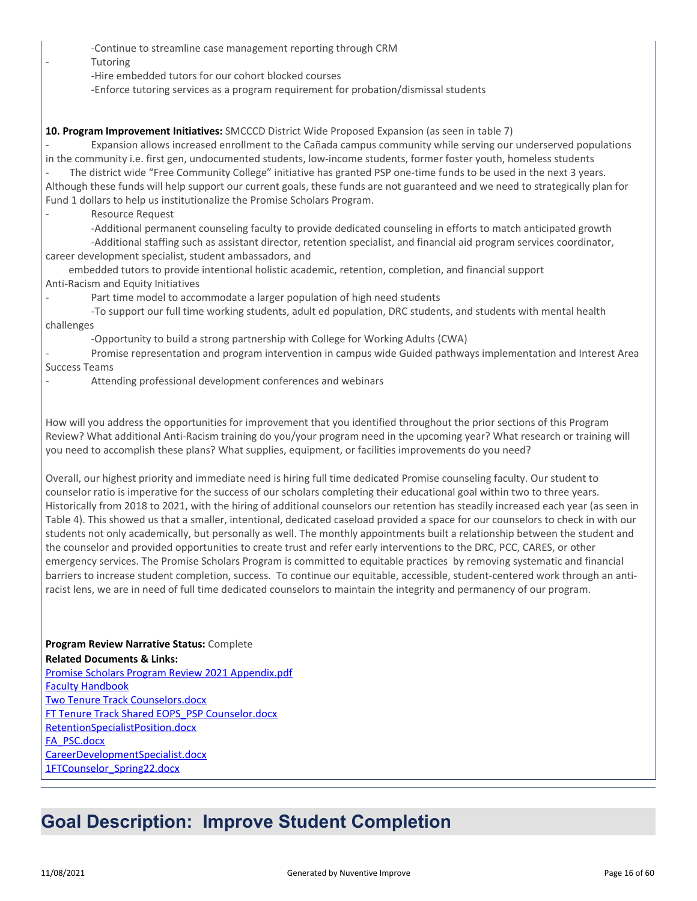-Continue to streamline case management reporting through CRM

- Tutoring
  
  -Hire embedded tutors for our cohort blocked courses
  
  -Enforce tutoring services as a program requirement for probation/dismissal students

**10. Program Improvement Initiatives:** SMCCCD District Wide Proposed Expansion (as seen in table 7)

- Expansion allows increased enrollment to the Cañada campus community while serving our underserved populations in the community i.e. first gen, undocumented students, low-income students, former foster youth, homeless students
- The district wide "Free Community College" initiative has granted PSP one-time funds to be used in the next 3 years. Although these funds will help support our current goals, these funds are not guaranteed and we need to strategically plan for Fund 1 dollars to help us institutionalize the Promise Scholars Program.
- Resource Request
  
  -Additional permanent counseling faculty to provide dedicated counseling in efforts to match anticipated growth
  
  -Additional staffing such as assistant director, retention specialist, and financial aid program services coordinator, career development specialist, student ambassadors, and embedded tutors to provide intentional holistic academic, retention, completion, and financial support

Anti-Racism and Equity Initiatives

- Part time model to accommodate a larger population of high need students
  
  -To support our full time working students, adult ed population, DRC students, and students with mental health challenges
  
  -Opportunity to build a strong partnership with College for Working Adults (CWA)
- Promise representation and program intervention in campus wide Guided pathways implementation and Interest Area Success Teams
- Attending professional development conferences and webinars

How will you address the opportunities for improvement that you identified throughout the prior sections of this Program Review? What additional Anti-Racism training do you/your program need in the upcoming year? What research or training will you need to accomplish these plans? What supplies, equipment, or facilities improvements do you need?

Overall, our highest priority and immediate need is hiring full time dedicated Promise counseling faculty. Our student to counselor ratio is imperative for the success of our scholars completing their educational goal within two to three years. Historically from 2018 to 2021, with the hiring of additional counselors our retention has steadily increased each year (as seen in Table 4). This showed us that a smaller, intentional, dedicated caseload provided a space for our counselors to check in with our students not only academically, but personally as well. The monthly appointments built a relationship between the student and the counselor and provided opportunities to create trust and refer early interventions to the DRC, PCC, CARES, or other emergency services. The Promise Scholars Program is committed to equitable practices by removing systematic and financial barriers to increase student completion, success. To continue our equitable, accessible, student-centered work through an anti-racist lens, we are in need of full time dedicated counselors to maintain the integrity and permanency of our program.

**Program Review Narrative Status:** Complete

**Related Documents & Links:**

Promise Scholars Program Review 2021 Appendix.pdf

Faculty Handbook

Two Tenure Track Counselors.docx

FT Tenure Track Shared EOPS_PSP Counselor.docx

RetentionSpecialistPosition.docx

FA_PSC.docx

CareerDevelopmentSpecialist.docx

1FTCounselor_Spring22.docx

# Goal Description: Improve Student Completion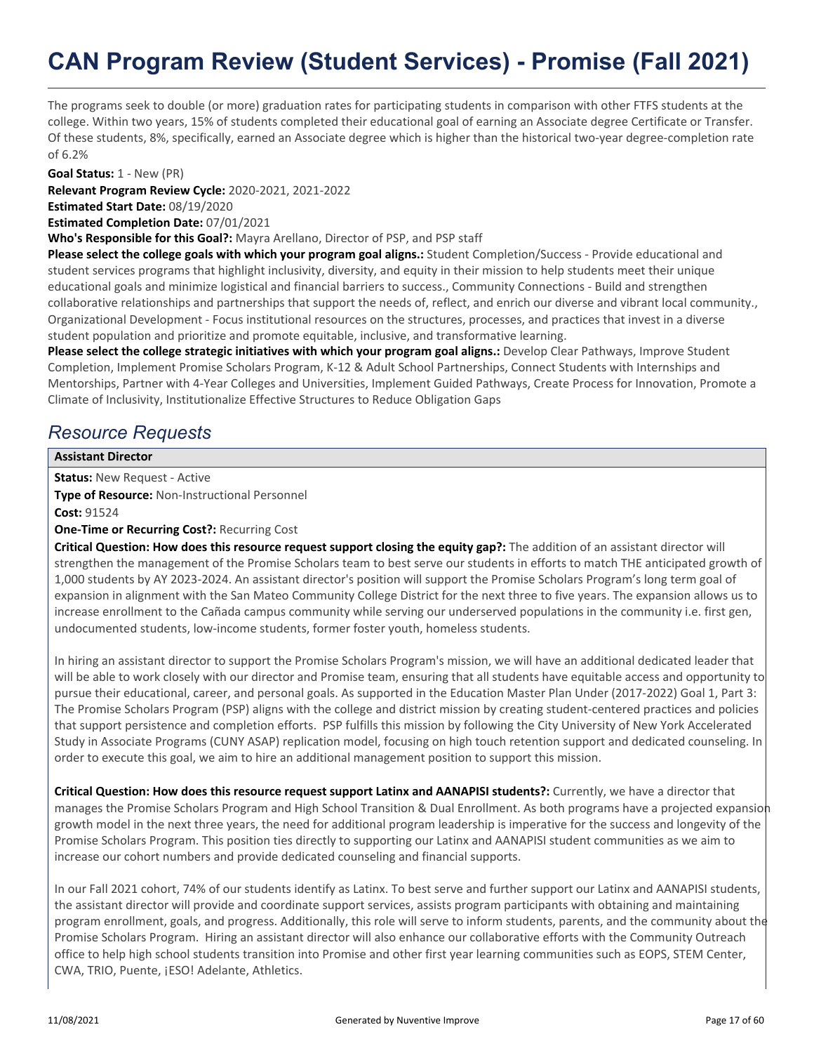# CAN Program Review (Student Services) - Promise (Fall 2021)

The programs seek to double (or more) graduation rates for participating students in comparison with other FTFS students at the college. Within two years, 15% of students completed their educational goal of earning an Associate degree Certificate or Transfer. Of these students, 8%, specifically, earned an Associate degree which is higher than the historical two-year degree-completion rate of 6.2%

**Goal Status:** 1 - New (PR)

**Relevant Program Review Cycle:** 2020-2021, 2021-2022

**Estimated Start Date:** 08/19/2020

**Estimated Completion Date:** 07/01/2021

**Who's Responsible for this Goal?:** Mayra Arellano, Director of PSP, and PSP staff

**Please select the college goals with which your program goal aligns.:** Student Completion/Success - Provide educational and student services programs that highlight inclusivity, diversity, and equity in their mission to help students meet their unique educational goals and minimize logistical and financial barriers to success., Community Connections - Build and strengthen collaborative relationships and partnerships that support the needs of, reflect, and enrich our diverse and vibrant local community., Organizational Development - Focus institutional resources on the structures, processes, and practices that invest in a diverse student population and prioritize and promote equitable, inclusive, and transformative learning.

**Please select the college strategic initiatives with which your program goal aligns.:** Develop Clear Pathways, Improve Student Completion, Implement Promise Scholars Program, K-12 & Adult School Partnerships, Connect Students with Internships and Mentorships, Partner with 4-Year Colleges and Universities, Implement Guided Pathways, Create Process for Innovation, Promote a Climate of Inclusivity, Institutionalize Effective Structures to Reduce Obligation Gaps

## *Resource Requests*

### Assistant Director

**Status:** New Request - Active

**Type of Resource:** Non-Instructional Personnel

**Cost:** 91524

**One-Time or Recurring Cost?:** Recurring Cost

**Critical Question: How does this resource request support closing the equity gap?:** The addition of an assistant director will strengthen the management of the Promise Scholars team to best serve our students in efforts to match THE anticipated growth of 1,000 students by AY 2023-2024. An assistant director's position will support the Promise Scholars Program's long term goal of expansion in alignment with the San Mateo Community College District for the next three to five years. The expansion allows us to increase enrollment to the Cañada campus community while serving our underserved populations in the community i.e. first gen, undocumented students, low-income students, former foster youth, homeless students.

In hiring an assistant director to support the Promise Scholars Program's mission, we will have an additional dedicated leader that will be able to work closely with our director and Promise team, ensuring that all students have equitable access and opportunity to pursue their educational, career, and personal goals. As supported in the Education Master Plan Under (2017-2022) Goal 1, Part 3: The Promise Scholars Program (PSP) aligns with the college and district mission by creating student-centered practices and policies that support persistence and completion efforts. PSP fulfills this mission by following the City University of New York Accelerated Study in Associate Programs (CUNY ASAP) replication model, focusing on high touch retention support and dedicated counseling. In order to execute this goal, we aim to hire an additional management position to support this mission.

**Critical Question: How does this resource request support Latinx and AANAPISI students?:** Currently, we have a director that manages the Promise Scholars Program and High School Transition & Dual Enrollment. As both programs have a projected expansion growth model in the next three years, the need for additional program leadership is imperative for the success and longevity of the Promise Scholars Program. This position ties directly to supporting our Latinx and AANAPISI student communities as we aim to increase our cohort numbers and provide dedicated counseling and financial supports.

In our Fall 2021 cohort, 74% of our students identify as Latinx. To best serve and further support our Latinx and AANAPISI students, the assistant director will provide and coordinate support services, assists program participants with obtaining and maintaining program enrollment, goals, and progress. Additionally, this role will serve to inform students, parents, and the community about the Promise Scholars Program. Hiring an assistant director will also enhance our collaborative efforts with the Community Outreach office to help high school students transition into Promise and other first year learning communities such as EOPS, STEM Center, CWA, TRIO, Puente, ¡ESO! Adelante, Athletics.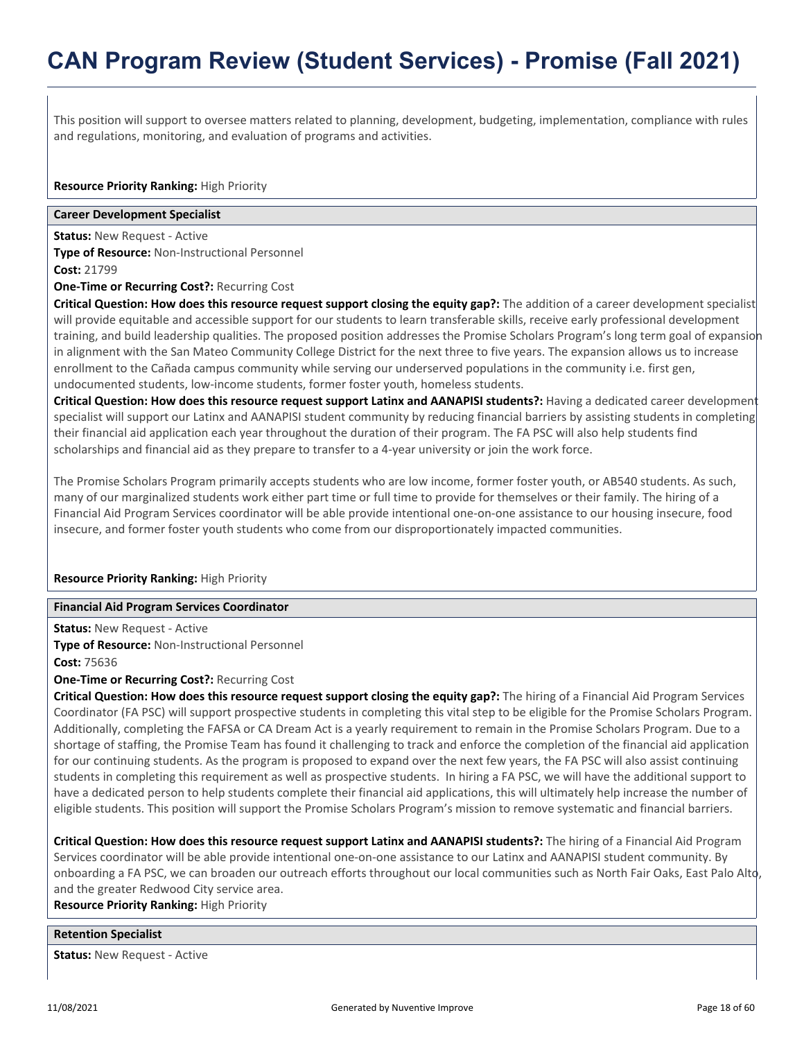This position will support to oversee matters related to planning, development, budgeting, implementation, compliance with rules and regulations, monitoring, and evaluation of programs and activities.

**Resource Priority Ranking:** High Priority

**Career Development Specialist**

**Status:** New Request - Active
**Type of Resource:** Non-Instructional Personnel
**Cost:** 21799
**One-Time or Recurring Cost?:** Recurring Cost
**Critical Question: How does this resource request support closing the equity gap?:** The addition of a career development specialist will provide equitable and accessible support for our students to learn transferable skills, receive early professional development training, and build leadership qualities. The proposed position addresses the Promise Scholars Program's long term goal of expansion in alignment with the San Mateo Community College District for the next three to five years. The expansion allows us to increase enrollment to the Cañada campus community while serving our underserved populations in the community i.e. first gen, undocumented students, low-income students, former foster youth, homeless students.
**Critical Question: How does this resource request support Latinx and AANAPISI students?:** Having a dedicated career development specialist will support our Latinx and AANAPISI student community by reducing financial barriers by assisting students in completing their financial aid application each year throughout the duration of their program. The FA PSC will also help students find scholarships and financial aid as they prepare to transfer to a 4-year university or join the work force.

The Promise Scholars Program primarily accepts students who are low income, former foster youth, or AB540 students. As such, many of our marginalized students work either part time or full time to provide for themselves or their family. The hiring of a Financial Aid Program Services coordinator will be able provide intentional one-on-one assistance to our housing insecure, food insecure, and former foster youth students who come from our disproportionately impacted communities.

**Resource Priority Ranking:** High Priority

**Financial Aid Program Services Coordinator**

**Status:** New Request - Active
**Type of Resource:** Non-Instructional Personnel
**Cost:** 75636
**One-Time or Recurring Cost?:** Recurring Cost
**Critical Question: How does this resource request support closing the equity gap?:** The hiring of a Financial Aid Program Services Coordinator (FA PSC) will support prospective students in completing this vital step to be eligible for the Promise Scholars Program. Additionally, completing the FAFSA or CA Dream Act is a yearly requirement to remain in the Promise Scholars Program. Due to a shortage of staffing, the Promise Team has found it challenging to track and enforce the completion of the financial aid application for our continuing students. As the program is proposed to expand over the next few years, the FA PSC will also assist continuing students in completing this requirement as well as prospective students. In hiring a FA PSC, we will have the additional support to have a dedicated person to help students complete their financial aid applications, this will ultimately help increase the number of eligible students. This position will support the Promise Scholars Program's mission to remove systematic and financial barriers.

**Critical Question: How does this resource request support Latinx and AANAPISI students?:** The hiring of a Financial Aid Program Services coordinator will be able provide intentional one-on-one assistance to our Latinx and AANAPISI student community. By onboarding a FA PSC, we can broaden our outreach efforts throughout our local communities such as North Fair Oaks, East Palo Alto, and the greater Redwood City service area.
**Resource Priority Ranking:** High Priority

**Retention Specialist**

**Status:** New Request - Active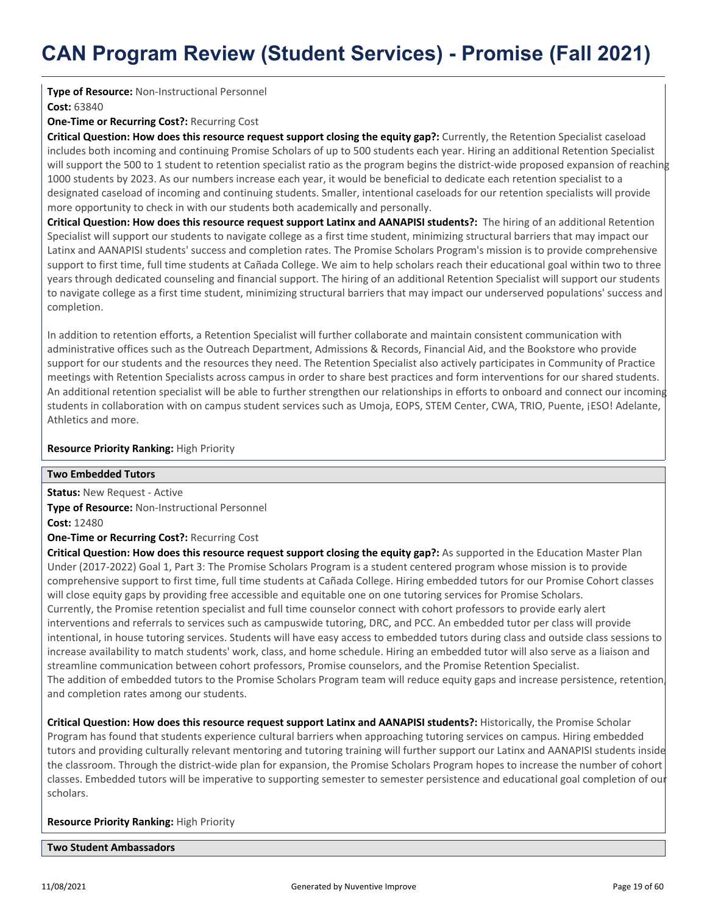**Type of Resource:** Non-Instructional Personnel

**Cost:** 63840

**One-Time or Recurring Cost?:** Recurring Cost

**Critical Question: How does this resource request support closing the equity gap?:** Currently, the Retention Specialist caseload includes both incoming and continuing Promise Scholars of up to 500 students each year. Hiring an additional Retention Specialist will support the 500 to 1 student to retention specialist ratio as the program begins the district-wide proposed expansion of reaching 1000 students by 2023. As our numbers increase each year, it would be beneficial to dedicate each retention specialist to a designated caseload of incoming and continuing students. Smaller, intentional caseloads for our retention specialists will provide more opportunity to check in with our students both academically and personally.

**Critical Question: How does this resource request support Latinx and AANAPISI students?:** The hiring of an additional Retention Specialist will support our students to navigate college as a first time student, minimizing structural barriers that may impact our Latinx and AANAPISI students' success and completion rates. The Promise Scholars Program's mission is to provide comprehensive support to first time, full time students at Cañada College. We aim to help scholars reach their educational goal within two to three years through dedicated counseling and financial support. The hiring of an additional Retention Specialist will support our students to navigate college as a first time student, minimizing structural barriers that may impact our underserved populations' success and completion.

In addition to retention efforts, a Retention Specialist will further collaborate and maintain consistent communication with administrative offices such as the Outreach Department, Admissions & Records, Financial Aid, and the Bookstore who provide support for our students and the resources they need. The Retention Specialist also actively participates in Community of Practice meetings with Retention Specialists across campus in order to share best practices and form interventions for our shared students. An additional retention specialist will be able to further strengthen our relationships in efforts to onboard and connect our incoming students in collaboration with on campus student services such as Umoja, EOPS, STEM Center, CWA, TRIO, Puente, ¡ESO! Adelante, Athletics and more.

**Resource Priority Ranking:** High Priority

**Two Embedded Tutors**

**Status:** New Request - Active

**Type of Resource:** Non-Instructional Personnel

**Cost:** 12480

**One-Time or Recurring Cost?:** Recurring Cost

**Critical Question: How does this resource request support closing the equity gap?:** As supported in the Education Master Plan Under (2017-2022) Goal 1, Part 3: The Promise Scholars Program is a student centered program whose mission is to provide comprehensive support to first time, full time students at Cañada College. Hiring embedded tutors for our Promise Cohort classes will close equity gaps by providing free accessible and equitable one on one tutoring services for Promise Scholars.
Currently, the Promise retention specialist and full time counselor connect with cohort professors to provide early alert interventions and referrals to services such as campuswide tutoring, DRC, and PCC. An embedded tutor per class will provide intentional, in house tutoring services. Students will have easy access to embedded tutors during class and outside class sessions to increase availability to match students' work, class, and home schedule. Hiring an embedded tutor will also serve as a liaison and streamline communication between cohort professors, Promise counselors, and the Promise Retention Specialist.
The addition of embedded tutors to the Promise Scholars Program team will reduce equity gaps and increase persistence, retention, and completion rates among our students.

**Critical Question: How does this resource request support Latinx and AANAPISI students?:** Historically, the Promise Scholar Program has found that students experience cultural barriers when approaching tutoring services on campus. Hiring embedded tutors and providing culturally relevant mentoring and tutoring training will further support our Latinx and AANAPISI students inside the classroom. Through the district-wide plan for expansion, the Promise Scholars Program hopes to increase the number of cohort classes. Embedded tutors will be imperative to supporting semester to semester persistence and educational goal completion of our scholars.

**Resource Priority Ranking:** High Priority

**Two Student Ambassadors**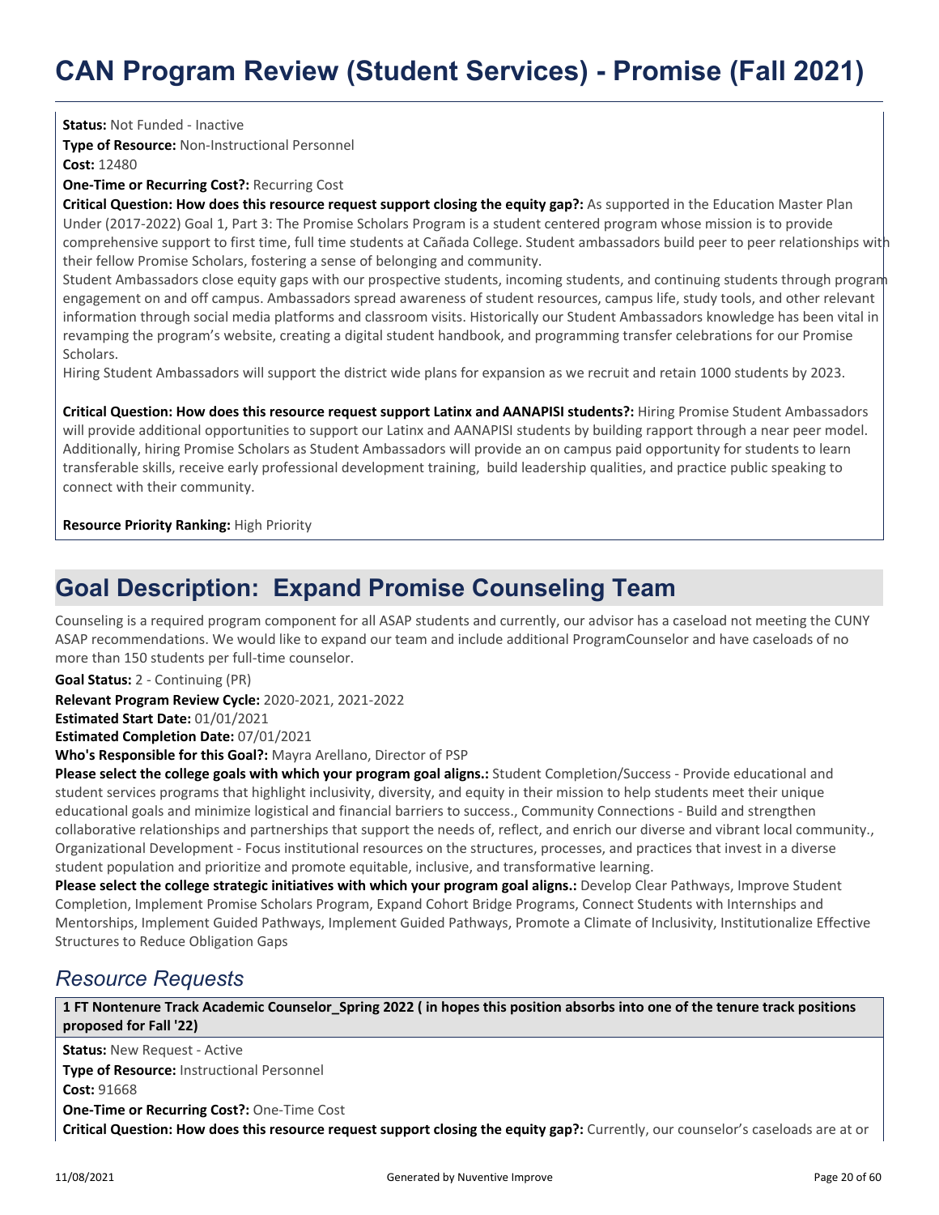# CAN Program Review (Student Services) - Promise (Fall 2021)

**Status:** Not Funded - Inactive

**Type of Resource:** Non-Instructional Personnel

**Cost:** 12480

**One-Time or Recurring Cost?:** Recurring Cost

**Critical Question: How does this resource request support closing the equity gap?:** As supported in the Education Master Plan Under (2017-2022) Goal 1, Part 3: The Promise Scholars Program is a student centered program whose mission is to provide comprehensive support to first time, full time students at Cañada College. Student ambassadors build peer to peer relationships with their fellow Promise Scholars, fostering a sense of belonging and community.

Student Ambassadors close equity gaps with our prospective students, incoming students, and continuing students through program engagement on and off campus. Ambassadors spread awareness of student resources, campus life, study tools, and other relevant information through social media platforms and classroom visits. Historically our Student Ambassadors knowledge has been vital in revamping the program's website, creating a digital student handbook, and programming transfer celebrations for our Promise Scholars.

Hiring Student Ambassadors will support the district wide plans for expansion as we recruit and retain 1000 students by 2023.

**Critical Question: How does this resource request support Latinx and AANAPISI students?:** Hiring Promise Student Ambassadors will provide additional opportunities to support our Latinx and AANAPISI students by building rapport through a near peer model. Additionally, hiring Promise Scholars as Student Ambassadors will provide an on campus paid opportunity for students to learn transferable skills, receive early professional development training, build leadership qualities, and practice public speaking to connect with their community.

**Resource Priority Ranking:** High Priority

## Goal Description: Expand Promise Counseling Team

Counseling is a required program component for all ASAP students and currently, our advisor has a caseload not meeting the CUNY ASAP recommendations. We would like to expand our team and include additional ProgramCounselor and have caseloads of no more than 150 students per full-time counselor.

**Goal Status:** 2 - Continuing (PR)

**Relevant Program Review Cycle:** 2020-2021, 2021-2022

**Estimated Start Date:** 01/01/2021

**Estimated Completion Date:** 07/01/2021

**Who's Responsible for this Goal?:** Mayra Arellano, Director of PSP

**Please select the college goals with which your program goal aligns.:** Student Completion/Success - Provide educational and student services programs that highlight inclusivity, diversity, and equity in their mission to help students meet their unique educational goals and minimize logistical and financial barriers to success., Community Connections - Build and strengthen collaborative relationships and partnerships that support the needs of, reflect, and enrich our diverse and vibrant local community., Organizational Development - Focus institutional resources on the structures, processes, and practices that invest in a diverse student population and prioritize and promote equitable, inclusive, and transformative learning.

**Please select the college strategic initiatives with which your program goal aligns.:** Develop Clear Pathways, Improve Student Completion, Implement Promise Scholars Program, Expand Cohort Bridge Programs, Connect Students with Internships and Mentorships, Implement Guided Pathways, Implement Guided Pathways, Promote a Climate of Inclusivity, Institutionalize Effective Structures to Reduce Obligation Gaps

### *Resource Requests*

**1 FT Nontenure Track Academic Counselor_Spring 2022 ( in hopes this position absorbs into one of the tenure track positions proposed for Fall '22)**

**Status:** New Request - Active

**Type of Resource:** Instructional Personnel

**Cost:** 91668

**One-Time or Recurring Cost?:** One-Time Cost

**Critical Question: How does this resource request support closing the equity gap?:** Currently, our counselor's caseloads are at or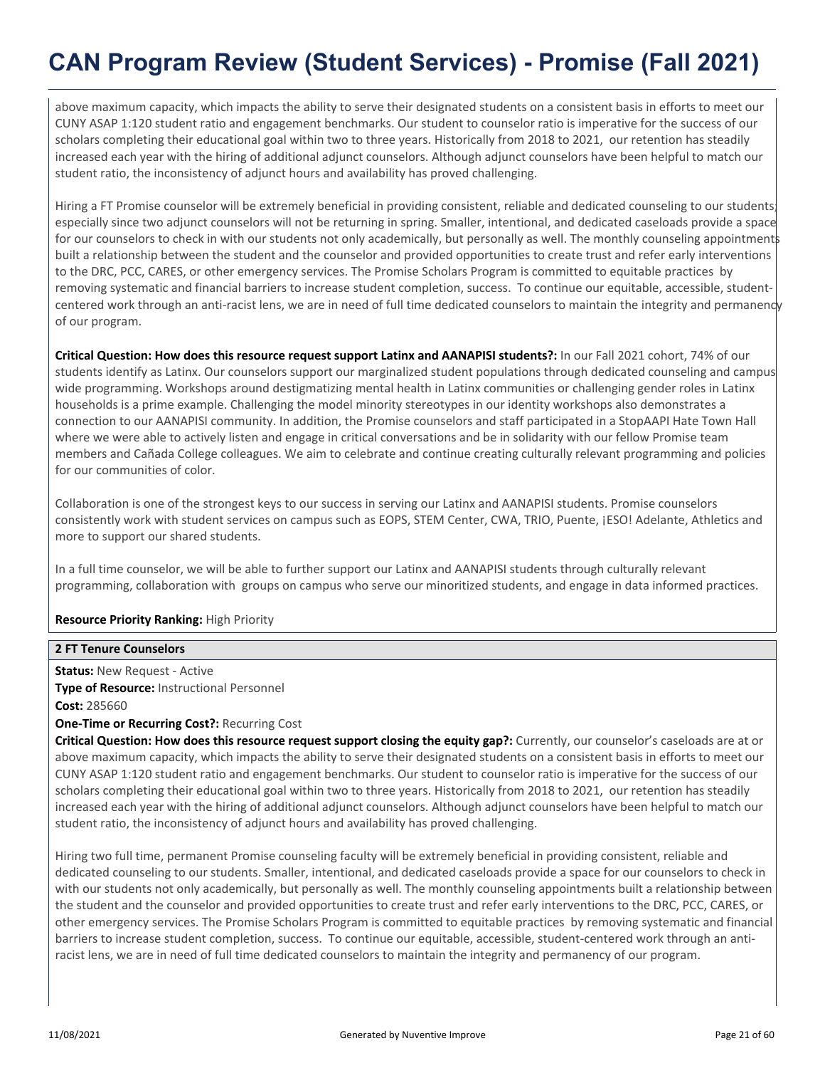above maximum capacity, which impacts the ability to serve their designated students on a consistent basis in efforts to meet our CUNY ASAP 1:120 student ratio and engagement benchmarks. Our student to counselor ratio is imperative for the success of our scholars completing their educational goal within two to three years. Historically from 2018 to 2021, our retention has steadily increased each year with the hiring of additional adjunct counselors. Although adjunct counselors have been helpful to match our student ratio, the inconsistency of adjunct hours and availability has proved challenging.

Hiring a FT Promise counselor will be extremely beneficial in providing consistent, reliable and dedicated counseling to our students, especially since two adjunct counselors will not be returning in spring. Smaller, intentional, and dedicated caseloads provide a space for our counselors to check in with our students not only academically, but personally as well. The monthly counseling appointments built a relationship between the student and the counselor and provided opportunities to create trust and refer early interventions to the DRC, PCC, CARES, or other emergency services. The Promise Scholars Program is committed to equitable practices by removing systematic and financial barriers to increase student completion, success. To continue our equitable, accessible, student-centered work through an anti-racist lens, we are in need of full time dedicated counselors to maintain the integrity and permanency of our program.

**Critical Question: How does this resource request support Latinx and AANAPISI students?:** In our Fall 2021 cohort, 74% of our students identify as Latinx. Our counselors support our marginalized student populations through dedicated counseling and campus wide programming. Workshops around destigmatizing mental health in Latinx communities or challenging gender roles in Latinx households is a prime example. Challenging the model minority stereotypes in our identity workshops also demonstrates a connection to our AANAPISI community. In addition, the Promise counselors and staff participated in a StopAAPI Hate Town Hall where we were able to actively listen and engage in critical conversations and be in solidarity with our fellow Promise team members and Cañada College colleagues. We aim to celebrate and continue creating culturally relevant programming and policies for our communities of color.

Collaboration is one of the strongest keys to our success in serving our Latinx and AANAPISI students. Promise counselors consistently work with student services on campus such as EOPS, STEM Center, CWA, TRIO, Puente, ¡ESO! Adelante, Athletics and more to support our shared students.

In a full time counselor, we will be able to further support our Latinx and AANAPISI students through culturally relevant programming, collaboration with groups on campus who serve our minoritized students, and engage in data informed practices.

**Resource Priority Ranking:** High Priority

**2 FT Tenure Counselors**

**Status:** New Request - Active

**Type of Resource:** Instructional Personnel

**Cost:** 285660

**One-Time or Recurring Cost?:** Recurring Cost

**Critical Question: How does this resource request support closing the equity gap?:** Currently, our counselor's caseloads are at or above maximum capacity, which impacts the ability to serve their designated students on a consistent basis in efforts to meet our CUNY ASAP 1:120 student ratio and engagement benchmarks. Our student to counselor ratio is imperative for the success of our scholars completing their educational goal within two to three years. Historically from 2018 to 2021, our retention has steadily increased each year with the hiring of additional adjunct counselors. Although adjunct counselors have been helpful to match our student ratio, the inconsistency of adjunct hours and availability has proved challenging.

Hiring two full time, permanent Promise counseling faculty will be extremely beneficial in providing consistent, reliable and dedicated counseling to our students. Smaller, intentional, and dedicated caseloads provide a space for our counselors to check in with our students not only academically, but personally as well. The monthly counseling appointments built a relationship between the student and the counselor and provided opportunities to create trust and refer early interventions to the DRC, PCC, CARES, or other emergency services. The Promise Scholars Program is committed to equitable practices by removing systematic and financial barriers to increase student completion, success. To continue our equitable, accessible, student-centered work through an anti-racist lens, we are in need of full time dedicated counselors to maintain the integrity and permanency of our program.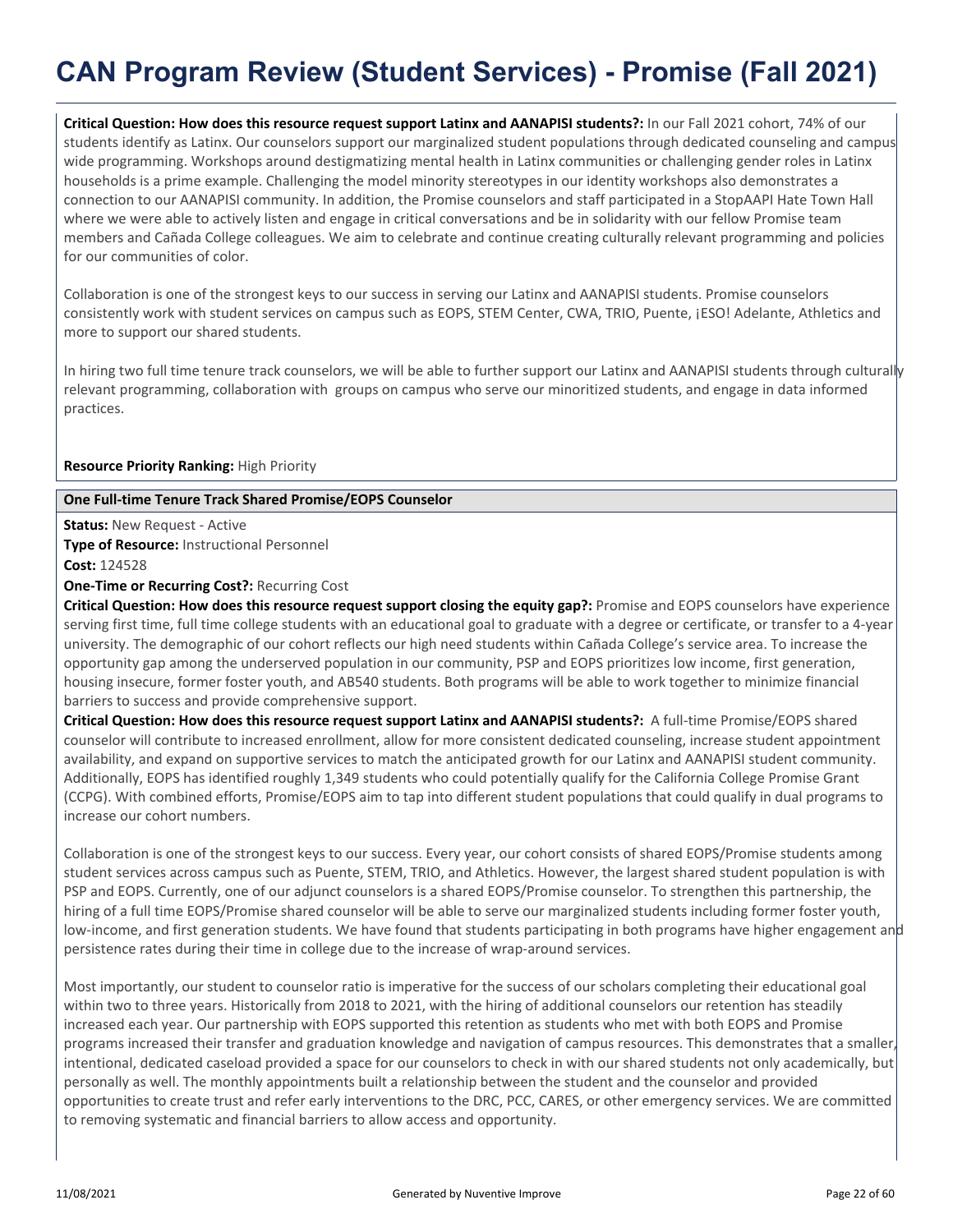# CAN Program Review (Student Services) - Promise (Fall 2021)

**Critical Question: How does this resource request support Latinx and AANAPISI students?:** In our Fall 2021 cohort, 74% of our students identify as Latinx. Our counselors support our marginalized student populations through dedicated counseling and campus wide programming. Workshops around destigmatizing mental health in Latinx communities or challenging gender roles in Latinx households is a prime example. Challenging the model minority stereotypes in our identity workshops also demonstrates a connection to our AANAPISI community. In addition, the Promise counselors and staff participated in a StopAAPI Hate Town Hall where we were able to actively listen and engage in critical conversations and be in solidarity with our fellow Promise team members and Cañada College colleagues. We aim to celebrate and continue creating culturally relevant programming and policies for our communities of color.

Collaboration is one of the strongest keys to our success in serving our Latinx and AANAPISI students. Promise counselors consistently work with student services on campus such as EOPS, STEM Center, CWA, TRIO, Puente, ¡ESO! Adelante, Athletics and more to support our shared students.

In hiring two full time tenure track counselors, we will be able to further support our Latinx and AANAPISI students through culturally relevant programming, collaboration with groups on campus who serve our minoritized students, and engage in data informed practices.

**Resource Priority Ranking:** High Priority

**One Full-time Tenure Track Shared Promise/EOPS Counselor**

**Status:** New Request - Active
**Type of Resource:** Instructional Personnel
**Cost:** 124528
**One-Time or Recurring Cost?:** Recurring Cost
**Critical Question: How does this resource request support closing the equity gap?:** Promise and EOPS counselors have experience serving first time, full time college students with an educational goal to graduate with a degree or certificate, or transfer to a 4-year university. The demographic of our cohort reflects our high need students within Cañada College's service area. To increase the opportunity gap among the underserved population in our community, PSP and EOPS prioritizes low income, first generation, housing insecure, former foster youth, and AB540 students. Both programs will be able to work together to minimize financial barriers to success and provide comprehensive support.
**Critical Question: How does this resource request support Latinx and AANAPISI students?:** A full-time Promise/EOPS shared counselor will contribute to increased enrollment, allow for more consistent dedicated counseling, increase student appointment availability, and expand on supportive services to match the anticipated growth for our Latinx and AANAPISI student community. Additionally, EOPS has identified roughly 1,349 students who could potentially qualify for the California College Promise Grant (CCPG). With combined efforts, Promise/EOPS aim to tap into different student populations that could qualify in dual programs to increase our cohort numbers.

Collaboration is one of the strongest keys to our success. Every year, our cohort consists of shared EOPS/Promise students among student services across campus such as Puente, STEM, TRIO, and Athletics. However, the largest shared student population is with PSP and EOPS. Currently, one of our adjunct counselors is a shared EOPS/Promise counselor. To strengthen this partnership, the hiring of a full time EOPS/Promise shared counselor will be able to serve our marginalized students including former foster youth, low-income, and first generation students. We have found that students participating in both programs have higher engagement and persistence rates during their time in college due to the increase of wrap-around services.

Most importantly, our student to counselor ratio is imperative for the success of our scholars completing their educational goal within two to three years. Historically from 2018 to 2021, with the hiring of additional counselors our retention has steadily increased each year. Our partnership with EOPS supported this retention as students who met with both EOPS and Promise programs increased their transfer and graduation knowledge and navigation of campus resources. This demonstrates that a smaller, intentional, dedicated caseload provided a space for our counselors to check in with our shared students not only academically, but personally as well. The monthly appointments built a relationship between the student and the counselor and provided opportunities to create trust and refer early interventions to the DRC, PCC, CARES, or other emergency services. We are committed to removing systematic and financial barriers to allow access and opportunity.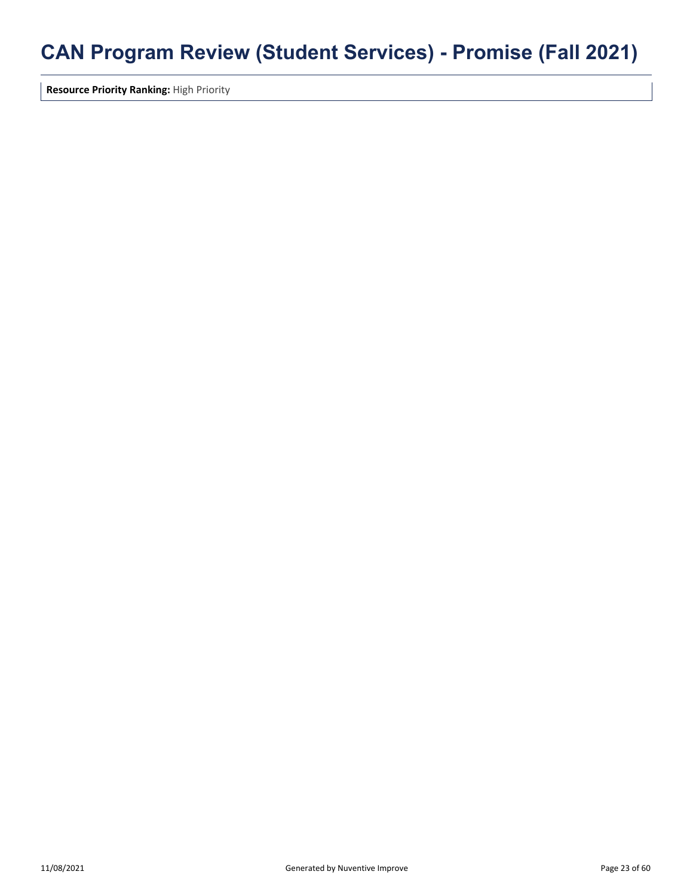# CAN Program Review (Student Services) - Promise (Fall 2021)

**Resource Priority Ranking:** High Priority